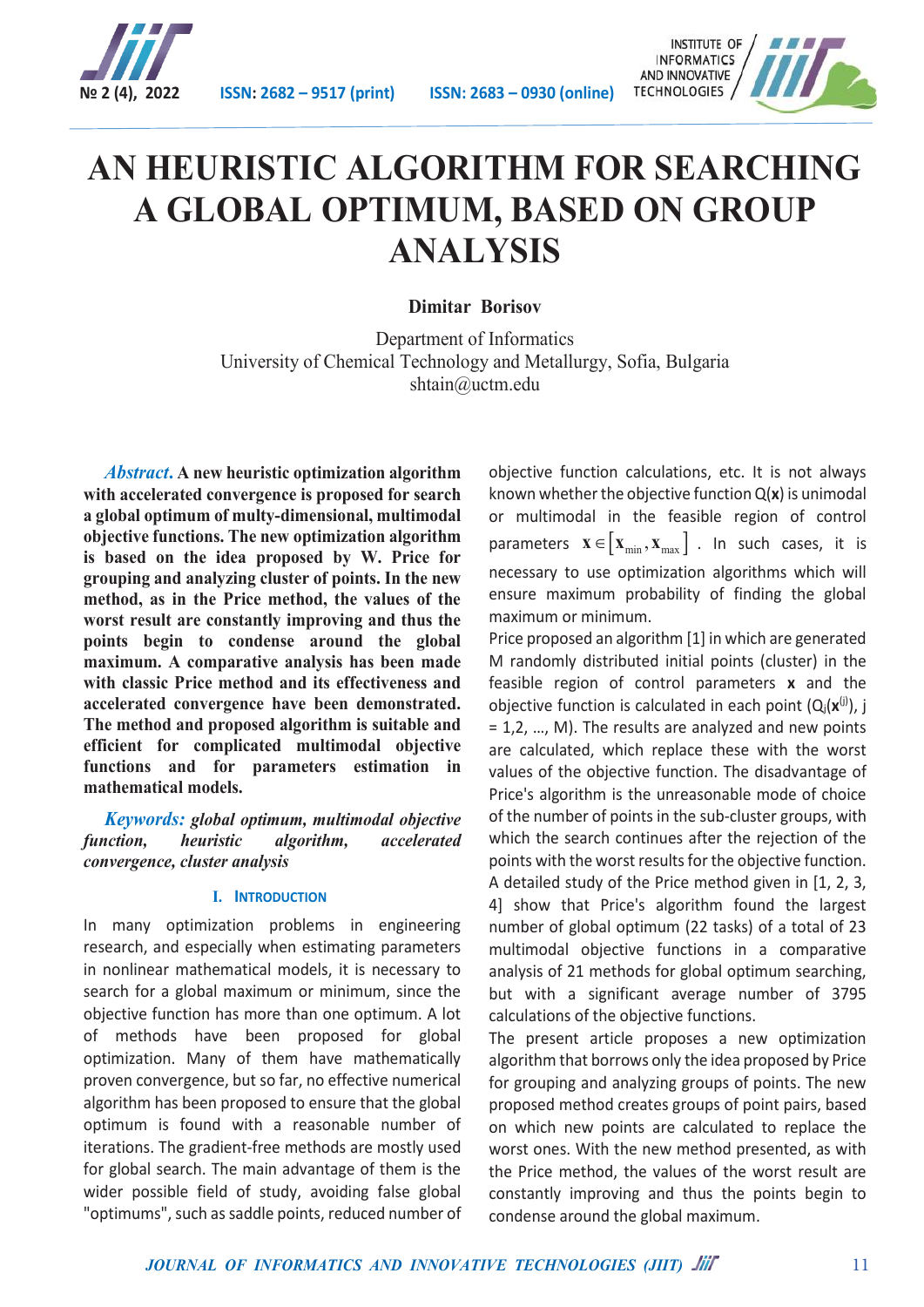# AN HEURISTIC ALGORITHM FOR SEARCHING A GLOBAL OPTIMUM, BASED ON GROUP ANALYSIS

**Dimitar Borisov**

Department of Informatics
University of Chemical Technology and Metallurgy, Sofia, Bulgaria
shtain@uctm.edu

***Abstract.*** **A new heuristic optimization algorithm with accelerated convergence is proposed for search a global optimum of multy-dimensional, multimodal objective functions. The new optimization algorithm is based on the idea proposed by W. Price for grouping and analyzing cluster of points. In the new method, as in the Price method, the values of the worst result are constantly improving and thus the points begin to condense around the global maximum. A comparative analysis has been made with classic Price method and its effectiveness and accelerated convergence have been demonstrated. The method and proposed algorithm is suitable and efficient for complicated multimodal objective functions and for parameters estimation in mathematical models.**

***Keywords:*** ***global optimum, multimodal objective function, heuristic algorithm, accelerated convergence, cluster analysis***

## I. INTRODUCTION

In many optimization problems in engineering research, and especially when estimating parameters in nonlinear mathematical models, it is necessary to search for a global maximum or minimum, since the objective function has more than one optimum. A lot of methods have been proposed for global optimization. Many of them have mathematically proven convergence, but so far, no effective numerical algorithm has been proposed to ensure that the global optimum is found with a reasonable number of iterations. The gradient-free methods are mostly used for global search. The main advantage of them is the wider possible field of study, avoiding false global "optimums", such as saddle points, reduced number of objective function calculations, etc. It is not always known whether the objective function Q($\mathbf{x}$) is unimodal or multimodal in the feasible region of control parameters $\mathbf{x} \in \left[\mathbf{x}_{\min}, \mathbf{x}_{\max}\right]$. In such cases, it is necessary to use optimization algorithms which will ensure maximum probability of finding the global maximum or minimum.

Price proposed an algorithm [1] in which are generated M randomly distributed initial points (cluster) in the feasible region of control parameters $\mathbf{x}$ and the objective function is calculated in each point ($Q_j(\mathbf{x}^{(j)})$, j = 1,2, …, M). The results are analyzed and new points are calculated, which replace these with the worst values of the objective function. The disadvantage of Price's algorithm is the unreasonable mode of choice of the number of points in the sub-cluster groups, with which the search continues after the rejection of the points with the worst results for the objective function. A detailed study of the Price method given in [1, 2, 3, 4] show that Price's algorithm found the largest number of global optimum (22 tasks) of a total of 23 multimodal objective functions in a comparative analysis of 21 methods for global optimum searching, but with a significant average number of 3795 calculations of the objective functions.

The present article proposes a new optimization algorithm that borrows only the idea proposed by Price for grouping and analyzing groups of points. The new proposed method creates groups of point pairs, based on which new points are calculated to replace the worst ones. With the new method presented, as with the Price method, the values of the worst result are constantly improving and thus the points begin to condense around the global maximum.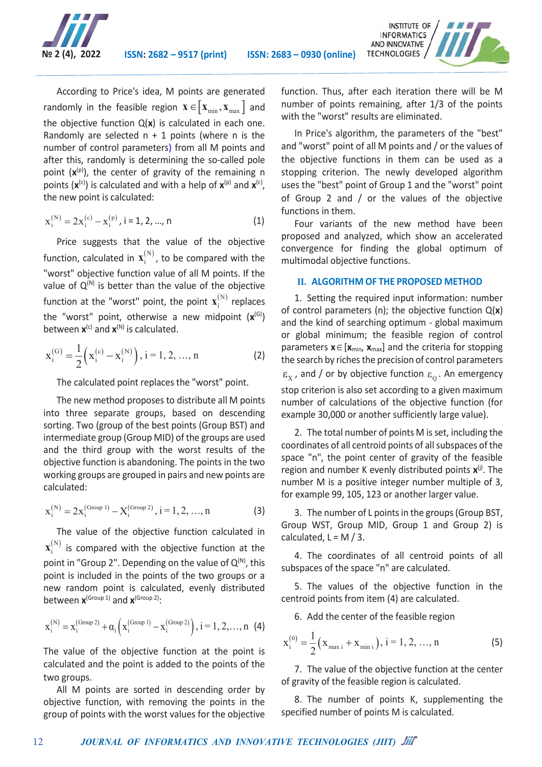According to Price's idea, M points are generated randomly in the feasible region $\mathbf{x} \in [\mathbf{x}_{\min}, \mathbf{x}_{\max}]$ and the objective function Q(**x**) is calculated in each one. Randomly are selected n + 1 points (where n is the number of control parameters) from all M points and after this, randomly is determining the so-called pole point ($\mathbf{x}^{(p)}$), the center of gravity of the remaining n points ($\mathbf{x}^{(c)}$) is calculated and with a help of $\mathbf{x}^{(p)}$ and $\mathbf{x}^{(c)}$, the new point is calculated:

$$x_i^{(N)} = 2x_i^{(c)} - x_i^{(p)}, \; i = 1, 2, \ldots, n \tag{1}$$

Price suggests that the value of the objective function, calculated in $\mathbf{x}_i^{(N)}$, to be compared with the "worst" objective function value of all M points. If the value of $Q^{(N)}$ is better than the value of the objective function at the "worst" point, the point $\mathbf{x}_i^{(N)}$ replaces the "worst" point, otherwise a new midpoint ($\mathbf{x}^{(G)}$) between $\mathbf{x}^{(c)}$ and $\mathbf{x}^{(N)}$ is calculated.

$$x_i^{(G)} = \frac{1}{2}\left(x_i^{(c)} - x_i^{(N)}\right), \; i = 1, 2, \ldots, n \tag{2}$$

The calculated point replaces the "worst" point.

The new method proposes to distribute all M points into three separate groups, based on descending sorting. Two (group of the best points (Group BST) and intermediate group (Group MID) of the groups are used and the third group with the worst results of the objective function is abandoning. The points in the two working groups are grouped in pairs and new points are calculated:

$$x_i^{(N)} = 2x_i^{(\text{Group 1})} - X_i^{(\text{Group 2})}, \; i = 1, 2, \ldots, n \tag{3}$$

The value of the objective function calculated in $\mathbf{x}_i^{(N)}$ is compared with the objective function at the point in "Group 2". Depending on the value of $Q^{(N)}$, this point is included in the points of the two groups or a new random point is calculated, evenly distributed between $\mathbf{x}^{(\text{Group 1})}$ and $\mathbf{x}^{(\text{Group 2})}$:

$$x_i^{(N)} = x_i^{(\text{Group 2})} + \alpha_i\left(x_i^{(\text{Group 1})} - x_i^{(\text{Group 2})}\right), \; i = 1, 2, \ldots, n \tag{4}$$

The value of the objective function at the point is calculated and the point is added to the points of the two groups.

All M points are sorted in descending order by objective function, with removing the points in the group of points with the worst values for the objective function. Thus, after each iteration there will be M number of points remaining, after 1/3 of the points with the "worst" results are eliminated.

In Price's algorithm, the parameters of the "best" and "worst" point of all M points and / or the values of the objective functions in them can be used as a stopping criterion. The newly developed algorithm uses the "best" point of Group 1 and the "worst" point of Group 2 and / or the values of the objective functions in them.

Four variants of the new method have been proposed and analyzed, which show an accelerated convergence for finding the global optimum of multimodal objective functions.

## II. ALGORITHM OF THE PROPOSED METHOD

1. Setting the required input information: number of control parameters (n); the objective function Q(**x**) and the kind of searching optimum - global maximum or global minimum; the feasible region of control parameters $\mathbf{x} \in [\mathbf{x}_{\min}, \mathbf{x}_{\max}]$ and the criteria for stopping the search by riches the precision of control parameters $\varepsilon_X$, and / or by objective function $\varepsilon_Q$. An emergency stop criterion is also set according to a given maximum number of calculations of the objective function (for example 30,000 or another sufficiently large value).

2. The total number of points M is set, including the coordinates of all centroid points of all subspaces of the space "n", the point center of gravity of the feasible region and number K evenly distributed points $\mathbf{x}^{(j)}$. The number M is a positive integer number multiple of 3, for example 99, 105, 123 or another larger value.

3. The number of L points in the groups (Group BST, Group WST, Group MID, Group 1 and Group 2) is calculated, L = M / 3.

4. The coordinates of all centroid points of all subspaces of the space "n" are calculated.

5. The values of the objective function in the centroid points from item (4) are calculated.

6. Add the center of the feasible region

$$x_i^{(0)} = \frac{1}{2}\left(x_{\max i} + x_{\min i}\right), \; i = 1, 2, \ldots, n \tag{5}$$

7. The value of the objective function at the center of gravity of the feasible region is calculated.

8. The number of points K, supplementing the specified number of points M is calculated.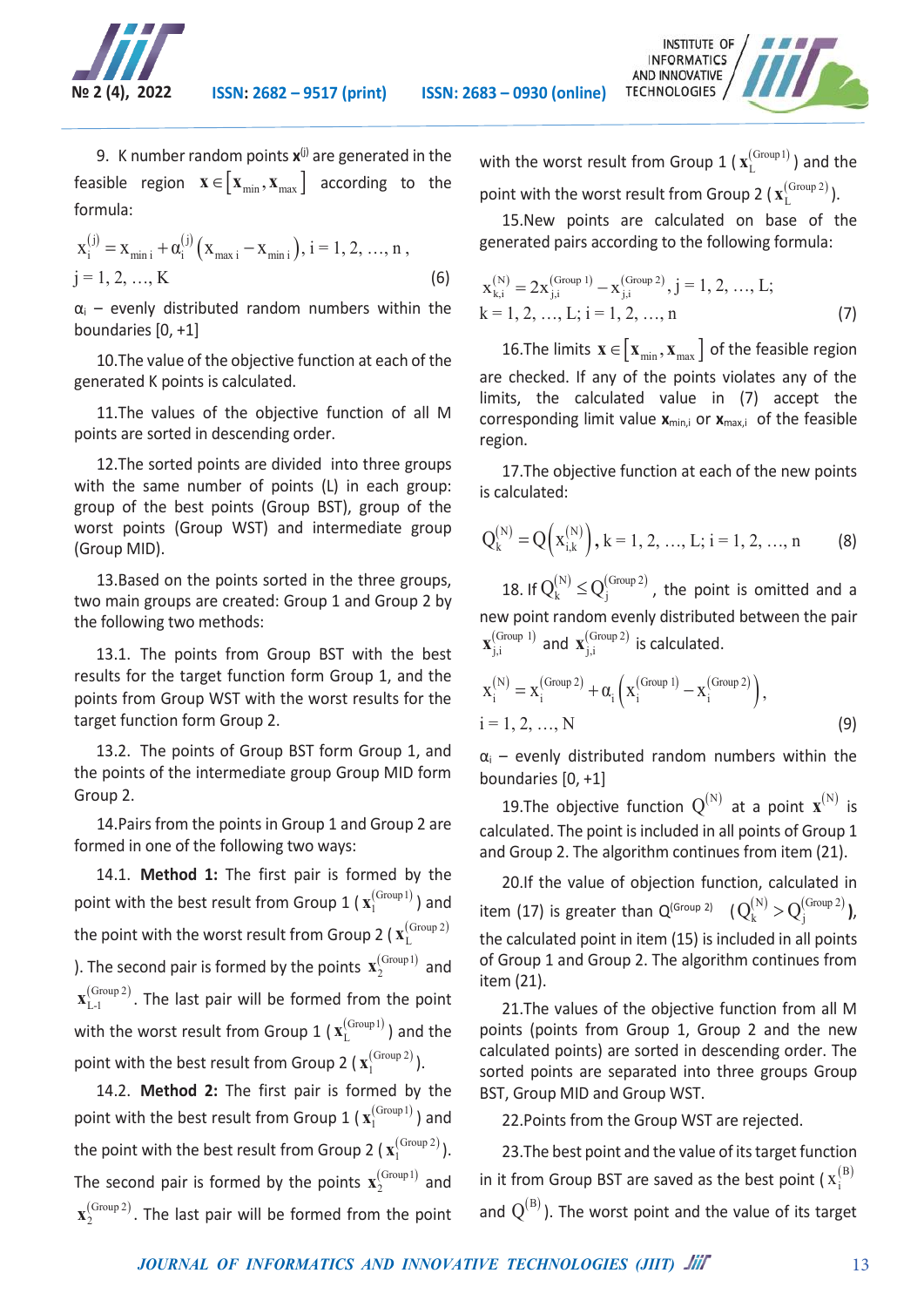9. K number random points $\mathbf{x}^{(j)}$ are generated in the feasible region $\mathbf{x} \in \left[\mathbf{x}_{\min}, \mathbf{x}_{\max}\right]$ according to the formula:

$$x_i^{(j)} = x_{\min i} + \alpha_i^{(j)}\left(x_{\max i} - x_{\min i}\right), i = 1, 2, \ldots, n, \quad j = 1, 2, \ldots, K \tag{6}$$

$\alpha_i$ – evenly distributed random numbers within the boundaries [0, +1]

10.The value of the objective function at each of the generated K points is calculated.

11.The values of the objective function of all M points are sorted in descending order.

12.The sorted points are divided into three groups with the same number of points (L) in each group: group of the best points (Group BST), group of the worst points (Group WST) and intermediate group (Group MID).

13.Based on the points sorted in the three groups, two main groups are created: Group 1 and Group 2 by the following two methods:

13.1. The points from Group BST with the best results for the target function form Group 1, and the points from Group WST with the worst results for the target function form Group 2.

13.2. The points of Group BST form Group 1, and the points of the intermediate group Group MID form Group 2.

14.Pairs from the points in Group 1 and Group 2 are formed in one of the following two ways:

14.1. **Method 1:** The first pair is formed by the point with the best result from Group 1 ($\mathbf{x}_1^{(\text{Group 1})}$) and the point with the worst result from Group 2 ($\mathbf{x}_L^{(\text{Group 2})}$). The second pair is formed by the points $\mathbf{x}_2^{(\text{Group 1})}$ and $\mathbf{x}_{L\text{-}1}^{(\text{Group 2})}$. The last pair will be formed from the point with the worst result from Group 1 ($\mathbf{x}_L^{(\text{Group 1})}$) and the point with the best result from Group 2 ($\mathbf{x}_1^{(\text{Group 2})}$).

14.2. **Method 2:** The first pair is formed by the point with the best result from Group 1 ($\mathbf{x}_1^{(\text{Group 1})}$) and the point with the best result from Group 2 ($\mathbf{x}_1^{(\text{Group 2})}$). The second pair is formed by the points $\mathbf{x}_2^{(\text{Group 1})}$ and $\mathbf{x}_2^{(\text{Group 2})}$. The last pair will be formed from the point with the worst result from Group 1 ($\mathbf{x}_L^{(\text{Group 1})}$) and the point with the worst result from Group 2 ($\mathbf{x}_L^{(\text{Group 2})}$).

15.New points are calculated on base of the generated pairs according to the following formula:

$$x_{k,i}^{(N)} = 2x_{j,i}^{(\text{Group 1})} - x_{j,i}^{(\text{Group 2})}, j = 1, 2, \ldots, L; \quad k = 1, 2, \ldots, L; i = 1, 2, \ldots, n \tag{7}$$

16.The limits $\mathbf{x} \in \left[\mathbf{x}_{\min}, \mathbf{x}_{\max}\right]$ of the feasible region are checked. If any of the points violates any of the limits, the calculated value in (7) accept the corresponding limit value $\mathbf{x}_{\min,i}$ or $\mathbf{x}_{\max,i}$ of the feasible region.

17.The objective function at each of the new points is calculated:

$$Q_k^{(N)} = Q\left(x_{i,k}^{(N)}\right), k = 1, 2, \ldots, L; i = 1, 2, \ldots, n \tag{8}$$

18. If $Q_k^{(N)} \leq Q_j^{(\text{Group 2})}$, the point is omitted and a new point random evenly distributed between the pair $\mathbf{x}_{j,i}^{(\text{Group 1})}$ and $\mathbf{x}_{j,i}^{(\text{Group 2})}$ is calculated.

$$x_i^{(N)} = x_i^{(\text{Group 2})} + \alpha_i\left(x_i^{(\text{Group 1})} - x_i^{(\text{Group 2})}\right), \quad i = 1, 2, \ldots, N \tag{9}$$

$\alpha_i$ – evenly distributed random numbers within the boundaries [0, +1]

19.The objective function $Q^{(N)}$ at a point $\mathbf{x}^{(N)}$ is calculated. The point is included in all points of Group 1 and Group 2. The algorithm continues from item (21).

20.If the value of objection function, calculated in item (17) is greater than $Q^{(\text{Group 2})}$ $\left(Q_k^{(N)} > Q_j^{(\text{Group 2})}\right)$, the calculated point in item (15) is included in all points of Group 1 and Group 2. The algorithm continues from item (21).

21.The values of the objective function from all M points (points from Group 1, Group 2 and the new calculated points) are sorted in descending order. The sorted points are separated into three groups Group BST, Group MID and Group WST.

22.Points from the Group WST are rejected.

23.The best point and the value of its target function in it from Group BST are saved as the best point ($x_i^{(B)}$ and $Q^{(B)}$). The worst point and the value of its target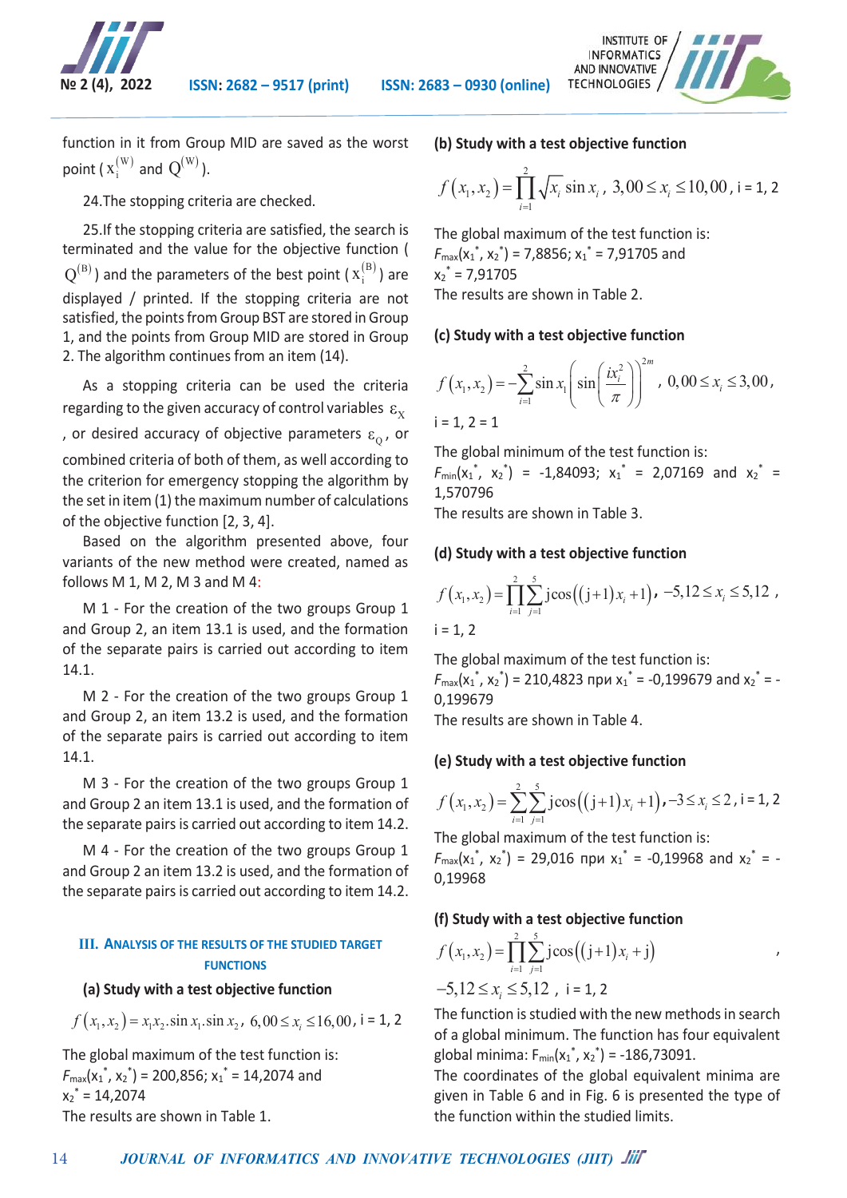function in it from Group MID are saved as the worst point ( $x_i^{(W)}$ and $Q^{(W)}$ ).

24.The stopping criteria are checked.

25.If the stopping criteria are satisfied, the search is terminated and the value for the objective function ( $Q^{(B)}$ ) and the parameters of the best point ( $x_i^{(B)}$ ) are displayed / printed. If the stopping criteria are not satisfied, the points from Group BST are stored in Group 1, and the points from Group MID are stored in Group 2. The algorithm continues from an item (14).

As a stopping criteria can be used the criteria regarding to the given accuracy of control variables $\varepsilon_X$, or desired accuracy of objective parameters $\varepsilon_Q$, or combined criteria of both of them, as well according to the criterion for emergency stopping the algorithm by the set in item (1) the maximum number of calculations of the objective function [2, 3, 4].

Based on the algorithm presented above, four variants of the new method were created, named as follows M 1, M 2, M 3 and M 4:

M 1 - For the creation of the two groups Group 1 and Group 2, an item 13.1 is used, and the formation of the separate pairs is carried out according to item 14.1.

M 2 - For the creation of the two groups Group 1 and Group 2, an item 13.2 is used, and the formation of the separate pairs is carried out according to item 14.1.

M 3 - For the creation of the two groups Group 1 and Group 2 an item 13.1 is used, and the formation of the separate pairs is carried out according to item 14.2.

M 4 - For the creation of the two groups Group 1 and Group 2 an item 13.2 is used, and the formation of the separate pairs is carried out according to item 14.2.

## III. Analysis of the Results of the Studied Target Functions

### (a) Study with a test objective function

$$f\left(x_1,x_2\right)=x_1x_2.\sin x_1.\sin x_2,\ 6{,}00\le x_i\le 16{,}00,\ i = 1, 2$$

The global maximum of the test function is:
$F_{max}(x_1^*, x_2^*)$ = 200,856; $x_1^*$ = 14,2074 and $x_2^*$ = 14,2074
The results are shown in Table 1.

### (b) Study with a test objective function

$$f\left(x_1,x_2\right)=\prod_{i=1}^{2}\sqrt{x_i}\sin x_i,\ 3{,}00\le x_i\le 10{,}00,\ i = 1, 2$$

The global maximum of the test function is:
$F_{max}(x_1^*, x_2^*)$ = 7,8856; $x_1^*$ = 7,91705 and $x_2^*$ = 7,91705
The results are shown in Table 2.

### (c) Study with a test objective function

$$f\left(x_1,x_2\right)=-\sum_{i=1}^{2}\sin x_i\left(\sin\left(\frac{ix_i^2}{\pi}\right)\right)^{2m},\ 0{,}00\le x_i\le 3{,}00,$$

i = 1, 2 = 1

The global minimum of the test function is:
$F_{min}(x_1^*, x_2^*)$ = -1,84093; $x_1^*$ = 2,07169 and $x_2^*$ = 1,570796
The results are shown in Table 3.

### (d) Study with a test objective function

$$f\left(x_1,x_2\right)=\prod_{i=1}^{2}\sum_{j=1}^{5}\mathrm{j}\cos\left(\left(\mathrm{j}+1\right)x_i+1\right),\ -5{,}12\le x_i\le 5{,}12,$$

i = 1, 2

The global maximum of the test function is:
$F_{max}(x_1^*, x_2^*)$ = 210,4823 при $x_1^*$ = -0,199679 and $x_2^*$ = -0,199679
The results are shown in Table 4.

### (e) Study with a test objective function

$$f\left(x_1,x_2\right)=\sum_{i=1}^{2}\sum_{j=1}^{5}\mathrm{j}\cos\left(\left(\mathrm{j}+1\right)x_i+1\right),\ -3\le x_i\le 2,\ i = 1, 2$$

The global maximum of the test function is:
$F_{max}(x_1^*, x_2^*)$ = 29,016 при $x_1^*$ = -0,19968 and $x_2^*$ = -0,19968

### (f) Study with a test objective function

$$f\left(x_1,x_2\right)=\prod_{i=1}^{2}\sum_{j=1}^{5}\mathrm{j}\cos\left(\left(\mathrm{j}+1\right)x_i+\mathrm{j}\right),$$

$-5{,}12\le x_i\le 5{,}12$, i = 1, 2

The function is studied with the new methods in search of a global minimum. The function has four equivalent global minima: $F_{min}(x_1^*, x_2^*)$ = -186,73091.
The coordinates of the global equivalent minima are given in Table 6 and in Fig. 6 is presented the type of the function within the studied limits.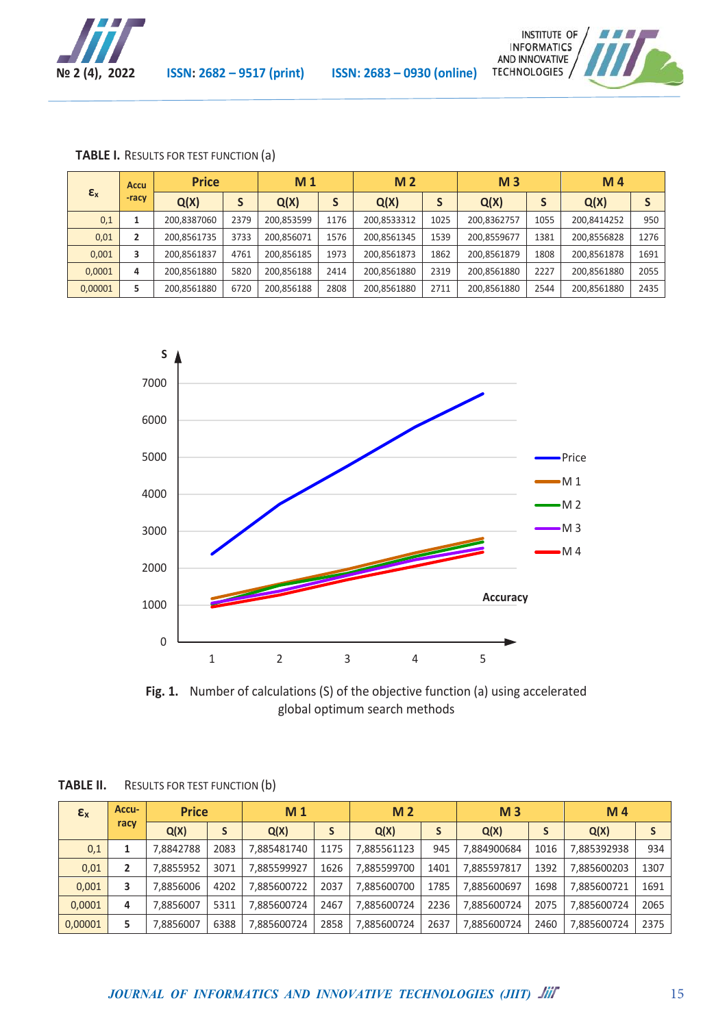**TABLE I.** RESULTS FOR TEST FUNCTION (a)

| $\varepsilon_x$ | Accu-racy | Price | | M 1 | | M 2 | | M 3 | | M 4 | |
|---|---|---|---|---|---|---|---|---|---|---|---|
| | | Q(X) | S | Q(X) | S | Q(X) | S | Q(X) | S | Q(X) | S |
| 0,1 | 1 | 200,8387060 | 2379 | 200,853599 | 1176 | 200,8533312 | 1025 | 200,8362757 | 1055 | 200,8414252 | 950 |
| 0,01 | 2 | 200,8561735 | 3733 | 200,856071 | 1576 | 200,8561345 | 1539 | 200,8559677 | 1381 | 200,8556828 | 1276 |
| 0,001 | 3 | 200,8561837 | 4761 | 200,856185 | 1973 | 200,8561873 | 1862 | 200,8561879 | 1808 | 200,8561878 | 1691 |
| 0,0001 | 4 | 200,8561880 | 5820 | 200,856188 | 2414 | 200,8561880 | 2319 | 200,8561880 | 2227 | 200,8561880 | 2055 |
| 0,00001 | 5 | 200,8561880 | 6720 | 200,856188 | 2808 | 200,8561880 | 2711 | 200,8561880 | 2544 | 200,8561880 | 2435 |

**Fig. 1.** Number of calculations (S) of the objective function (a) using accelerated global optimum search methods

**TABLE II.** RESULTS FOR TEST FUNCTION (b)

| $\varepsilon_x$ | Accu-racy | Price | | M 1 | | M 2 | | M 3 | | M 4 | |
|---|---|---|---|---|---|---|---|---|---|---|---|
| | | Q(X) | S | Q(X) | S | Q(X) | S | Q(X) | S | Q(X) | S |
| 0,1 | 1 | 7,8842788 | 2083 | 7,885481740 | 1175 | 7,885561123 | 945 | 7,884900684 | 1016 | 7,885392938 | 934 |
| 0,01 | 2 | 7,8855952 | 3071 | 7,885599927 | 1626 | 7,885599700 | 1401 | 7,885597817 | 1392 | 7,885600203 | 1307 |
| 0,001 | 3 | 7,8856006 | 4202 | 7,885600722 | 2037 | 7,885600700 | 1785 | 7,885600697 | 1698 | 7,885600721 | 1691 |
| 0,0001 | 4 | 7,8856007 | 5311 | 7,885600724 | 2467 | 7,885600724 | 2236 | 7,885600724 | 2075 | 7,885600724 | 2065 |
| 0,00001 | 5 | 7,8856007 | 6388 | 7,885600724 | 2858 | 7,885600724 | 2637 | 7,885600724 | 2460 | 7,885600724 | 2375 |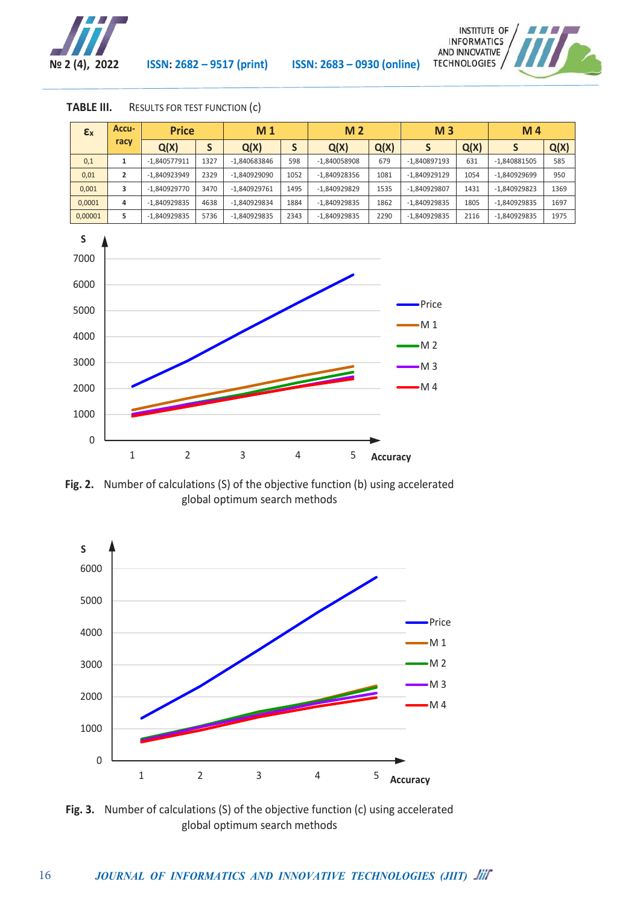TABLE III. RESULTS FOR TEST FUNCTION (C)

| $\varepsilon_x$ | Accu-racy | Price | | M 1 | | M 2 | | M 3 | | M 4 | |
|---|---|---|---|---|---|---|---|---|---|---|---|
| | | Q(X) | S | Q(X) | S | Q(X) | Q(X) | S | Q(X) | S | Q(X) |
| 0,1 | 1 | -1,840577911 | 1327 | -1,840683846 | 598 | -1,840058908 | 679 | -1,840897193 | 631 | -1,840881505 | 585 |
| 0,01 | 2 | -1,840923949 | 2329 | -1,840929090 | 1052 | -1,840928356 | 1081 | -1,840929129 | 1054 | -1,840929699 | 950 |
| 0,001 | 3 | -1,840929770 | 3470 | -1,840929761 | 1495 | -1,840929829 | 1535 | -1,840929807 | 1431 | -1,840929823 | 1369 |
| 0,0001 | 4 | -1,840929835 | 4638 | -1,840929834 | 1884 | -1,840929835 | 1862 | -1,840929835 | 1805 | -1,840929835 | 1697 |
| 0,00001 | 5 | -1,840929835 | 5736 | -1,840929835 | 2343 | -1,840929835 | 2290 | -1,840929835 | 2116 | -1,840929835 | 1975 |

**Fig. 2.** Number of calculations (S) of the objective function (b) using accelerated global optimum search methods

**Fig. 3.** Number of calculations (S) of the objective function (c) using accelerated global optimum search methods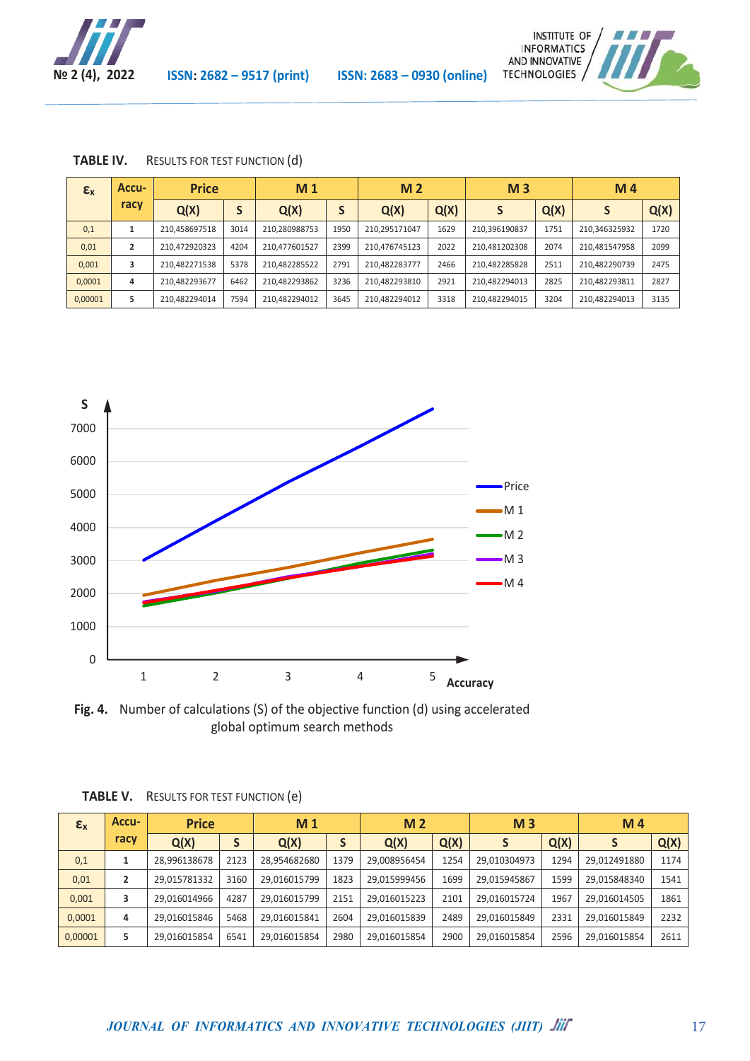TABLE IV. RESULTS FOR TEST FUNCTION (d)

| $\varepsilon_x$ | Accuracy | Price | | M 1 | | M 2 | | M 3 | | M 4 | |
|---|---|---|---|---|---|---|---|---|---|---|---|
| | | Q(X) | S | Q(X) | S | Q(X) | Q(X) | S | Q(X) | S | Q(X) |
| 0,1 | 1 | 210,458697518 | 3014 | 210,280988753 | 1950 | 210,295171047 | 1629 | 210,396190837 | 1751 | 210,346325932 | 1720 |
| 0,01 | 2 | 210,472920323 | 4204 | 210,477601527 | 2399 | 210,476745123 | 2022 | 210,481202308 | 2074 | 210,481547958 | 2099 |
| 0,001 | 3 | 210,482271538 | 5378 | 210,482285522 | 2791 | 210,482283777 | 2466 | 210,482285828 | 2511 | 210,482290739 | 2475 |
| 0,0001 | 4 | 210,482293677 | 6462 | 210,482293862 | 3236 | 210,482293810 | 2921 | 210,482294013 | 2825 | 210,482293811 | 2827 |
| 0,00001 | 5 | 210,482294014 | 7594 | 210,482294012 | 3645 | 210,482294012 | 3318 | 210,482294015 | 3204 | 210,482294013 | 3135 |

**Fig. 4.** Number of calculations (S) of the objective function (d) using accelerated global optimum search methods

TABLE V. RESULTS FOR TEST FUNCTION (e)

| $\varepsilon_x$ | Accuracy | Price | | M 1 | | M 2 | | M 3 | | M 4 | |
|---|---|---|---|---|---|---|---|---|---|---|---|
| | | Q(X) | S | Q(X) | S | Q(X) | Q(X) | S | Q(X) | S | Q(X) |
| 0,1 | 1 | 28,996138678 | 2123 | 28,954682680 | 1379 | 29,008956454 | 1254 | 29,010304973 | 1294 | 29,012491880 | 1174 |
| 0,01 | 2 | 29,015781332 | 3160 | 29,016015799 | 1823 | 29,015999456 | 1699 | 29,015945867 | 1599 | 29,015848340 | 1541 |
| 0,001 | 3 | 29,016014966 | 4287 | 29,016015799 | 2151 | 29,016015223 | 2101 | 29,016015724 | 1967 | 29,016014505 | 1861 |
| 0,0001 | 4 | 29,016015846 | 5468 | 29,016015841 | 2604 | 29,016015839 | 2489 | 29,016015849 | 2331 | 29,016015849 | 2232 |
| 0,00001 | 5 | 29,016015854 | 6541 | 29,016015854 | 2980 | 29,016015854 | 2900 | 29,016015854 | 2596 | 29,016015854 | 2611 |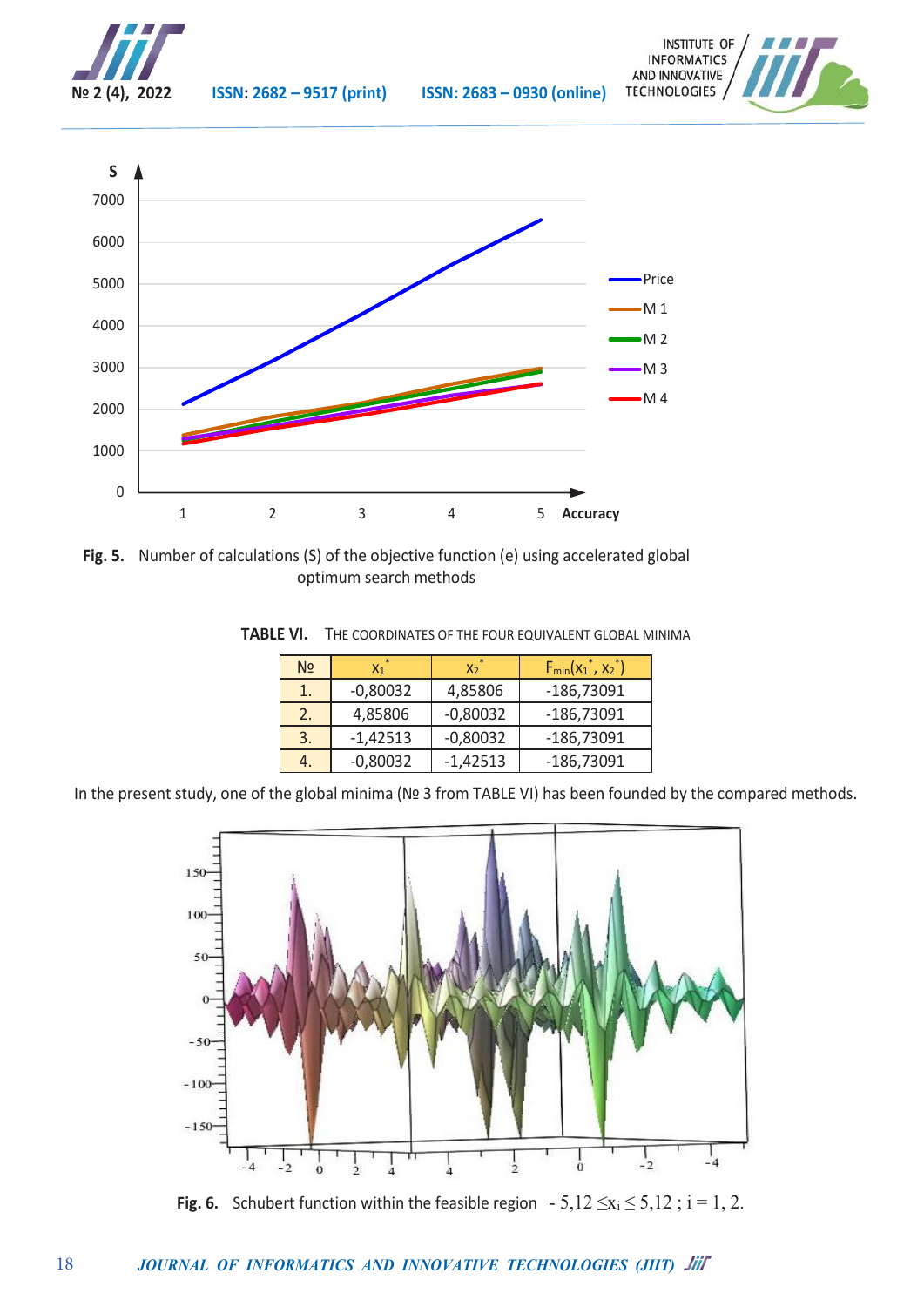Fig. 5. Number of calculations (S) of the objective function (e) using accelerated global optimum search methods

TABLE VI. THE COORDINATES OF THE FOUR EQUIVALENT GLOBAL MINIMA

| № | $x_1^*$ | $x_2^*$ | $F_{min}(x_1^*, x_2^*)$ |
|---|---|---|---|
| 1. | -0,80032 | 4,85806 | -186,73091 |
| 2. | 4,85806 | -0,80032 | -186,73091 |
| 3. | -1,42513 | -0,80032 | -186,73091 |
| 4. | -0,80032 | -1,42513 | -186,73091 |

In the present study, one of the global minima (№ 3 from TABLE VI) has been founded by the compared methods.

Fig. 6. Schubert function within the feasible region $-5,12 \leq x_i \leq 5,12$ ; $i = 1, 2$.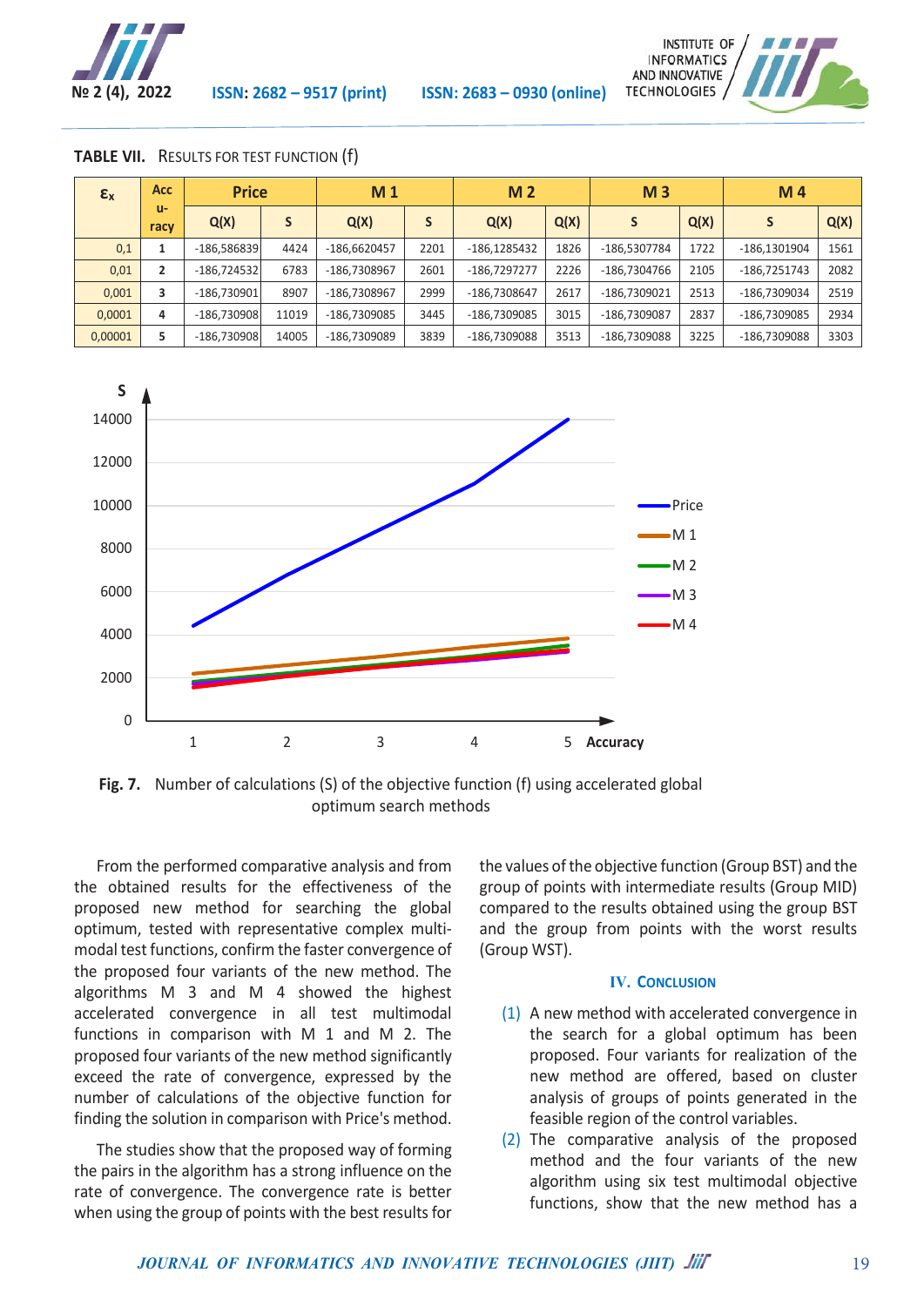**TABLE VII.** RESULTS FOR TEST FUNCTION (f)

| $\varepsilon_x$ | Accu-racy | Price | | M 1 | | M 2 | | M 3 | | M 4 | |
|---|---|---|---|---|---|---|---|---|---|---|---|
| | | Q(X) | S | Q(X) | S | Q(X) | Q(X) | S | Q(X) | S | Q(X) |
| 0,1 | 1 | -186,586839 | 4424 | -186,6620457 | 2201 | -186,1285432 | 1826 | -186,5307784 | 1722 | -186,1301904 | 1561 |
| 0,01 | 2 | -186,724532 | 6783 | -186,7308967 | 2601 | -186,7297277 | 2226 | -186,7304766 | 2105 | -186,7251743 | 2082 |
| 0,001 | 3 | -186,730901 | 8907 | -186,7308967 | 2999 | -186,7308647 | 2617 | -186,7309021 | 2513 | -186,7309034 | 2519 |
| 0,0001 | 4 | -186,730908 | 11019 | -186,7309085 | 3445 | -186,7309085 | 3015 | -186,7309087 | 2837 | -186,7309085 | 2934 |
| 0,00001 | 5 | -186,730908 | 14005 | -186,7309089 | 3839 | -186,7309088 | 3513 | -186,7309088 | 3225 | -186,7309088 | 3303 |

**Fig. 7.** Number of calculations (S) of the objective function (f) using accelerated global optimum search methods

From the performed comparative analysis and from the obtained results for the effectiveness of the proposed new method for searching the global optimum, tested with representative complex multimodal test functions, confirm the faster convergence of the proposed four variants of the new method. The algorithms M 3 and M 4 showed the highest accelerated convergence in all test multimodal functions in comparison with M 1 and M 2. The proposed four variants of the new method significantly exceed the rate of convergence, expressed by the number of calculations of the objective function for finding the solution in comparison with Price's method.

The studies show that the proposed way of forming the pairs in the algorithm has a strong influence on the rate of convergence. The convergence rate is better when using the group of points with the best results for the values of the objective function (Group BST) and the group of points with intermediate results (Group MID) compared to the results obtained using the group BST and the group from points with the worst results (Group WST).

## IV. CONCLUSION

(1) A new method with accelerated convergence in the search for a global optimum has been proposed. Four variants for realization of the new method are offered, based on cluster analysis of groups of points generated in the feasible region of the control variables.

(2) The comparative analysis of the proposed method and the four variants of the new algorithm using six test multimodal objective functions, show that the new method has a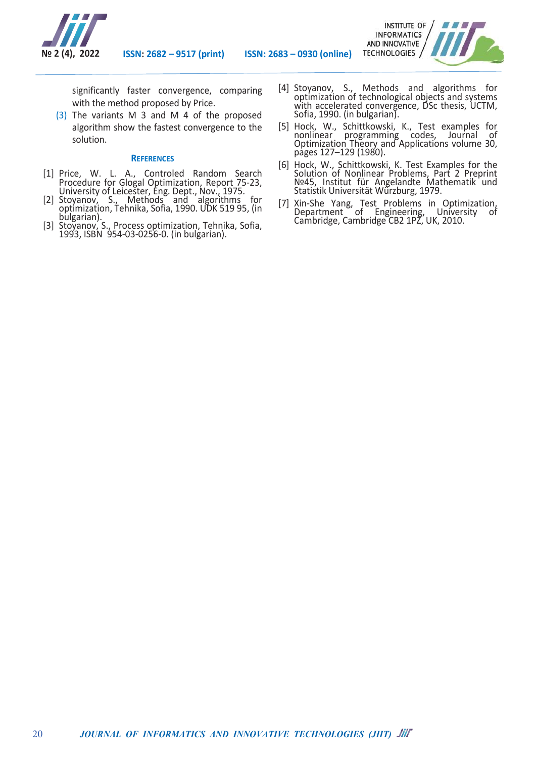significantly faster convergence, comparing with the method proposed by Price.

(3) The variants M 3 and M 4 of the proposed algorithm show the fastest convergence to the solution.

## References

[1] Price, W. L. A., Controled Random Search Procedure for Glogal Optimization, Report 75-23, University of Leicester, Eng. Dept., Nov., 1975.

[2] Stoyanov, S., Methods and algorithms for optimization, Tehnika, Sofia, 1990. UDK 519 95, (in bulgarian).

[3] Stoyanov, S., Process optimization, Tehnika, Sofia, 1993, ISBN 954-03-0256-0. (in bulgarian).

[4] Stoyanov, S., Methods and algorithms for optimization of technological objects and systems with accelerated convergence, DSc thesis, UCTM, Sofia, 1990. (in bulgarian).

[5] Hock, W., Schittkowski, K., Test examples for nonlinear programming codes, Journal of Optimization Theory and Applications volume 30, pages 127–129 (1980).

[6] Hock, W., Schittkowski, K. Test Examples for the Solution of Nonlinear Problems, Part 2 Preprint №45, Institut für Angelandte Mathematik und Statistik Universität Würzburg, 1979.

[7] Xin-She Yang, Test Problems in Optimization, Department of Engineering, University of Cambridge, Cambridge CB2 1PZ, UK, 2010.